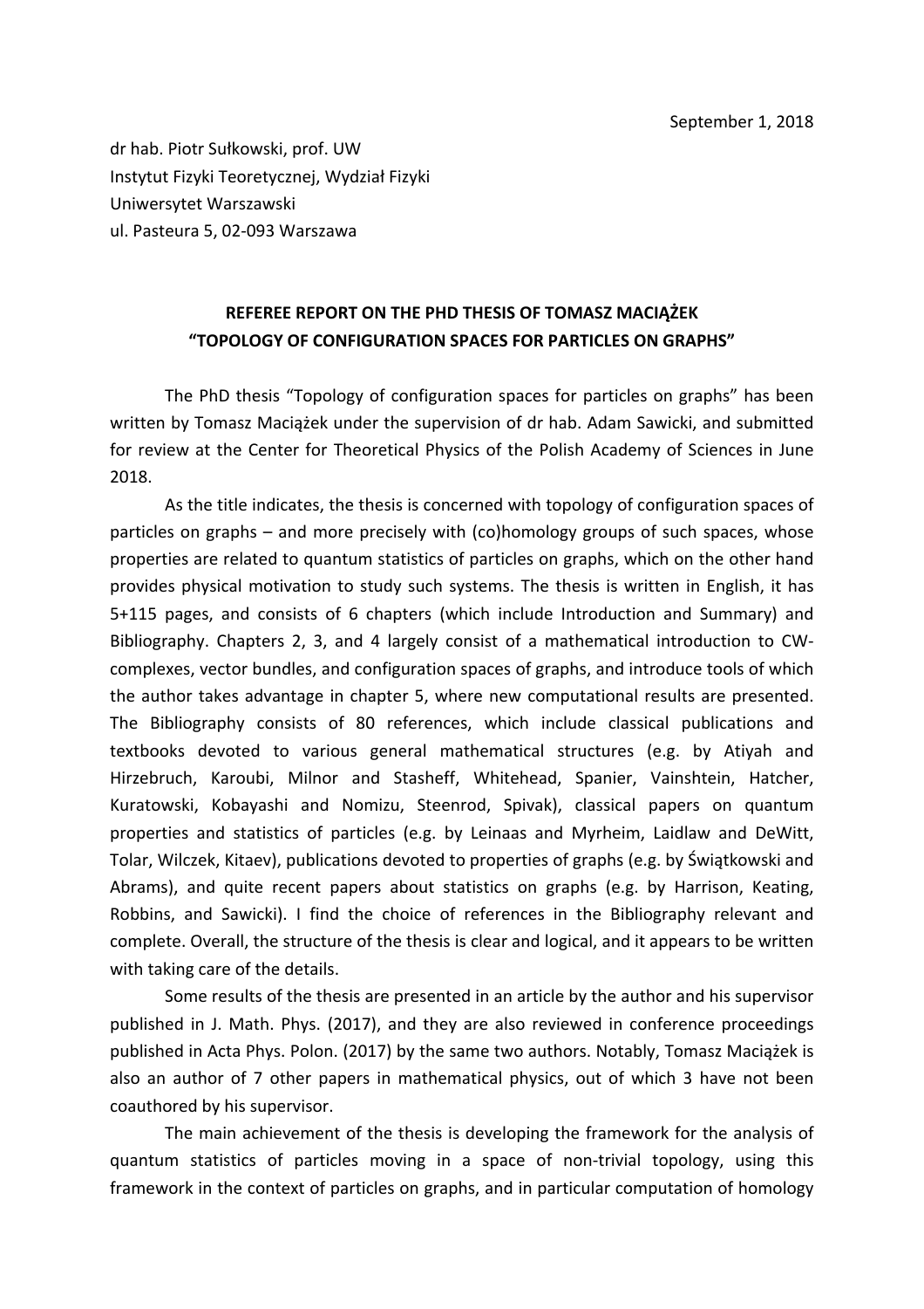September 1, 2018

dr hab. Piotr Sułkowski, prof. UW
Instytut Fizyki Teoretycznej, Wydział Fizyki
Uniwersytet Warszawski
ul. Pasteura 5, 02-093 Warszawa

**REFEREE REPORT ON THE PHD THESIS OF TOMASZ MACIĄŻEK**
**"TOPOLOGY OF CONFIGURATION SPACES FOR PARTICLES ON GRAPHS"**

The PhD thesis "Topology of configuration spaces for particles on graphs" has been written by Tomasz Maciążek under the supervision of dr hab. Adam Sawicki, and submitted for review at the Center for Theoretical Physics of the Polish Academy of Sciences in June 2018.

As the title indicates, the thesis is concerned with topology of configuration spaces of particles on graphs – and more precisely with (co)homology groups of such spaces, whose properties are related to quantum statistics of particles on graphs, which on the other hand provides physical motivation to study such systems. The thesis is written in English, it has 5+115 pages, and consists of 6 chapters (which include Introduction and Summary) and Bibliography. Chapters 2, 3, and 4 largely consist of a mathematical introduction to CW-complexes, vector bundles, and configuration spaces of graphs, and introduce tools of which the author takes advantage in chapter 5, where new computational results are presented. The Bibliography consists of 80 references, which include classical publications and textbooks devoted to various general mathematical structures (e.g. by Atiyah and Hirzebruch, Karoubi, Milnor and Stasheff, Whitehead, Spanier, Vainshtein, Hatcher, Kuratowski, Kobayashi and Nomizu, Steenrod, Spivak), classical papers on quantum properties and statistics of particles (e.g. by Leinaas and Myrheim, Laidlaw and DeWitt, Tolar, Wilczek, Kitaev), publications devoted to properties of graphs (e.g. by Świątkowski and Abrams), and quite recent papers about statistics on graphs (e.g. by Harrison, Keating, Robbins, and Sawicki). I find the choice of references in the Bibliography relevant and complete. Overall, the structure of the thesis is clear and logical, and it appears to be written with taking care of the details.

Some results of the thesis are presented in an article by the author and his supervisor published in J. Math. Phys. (2017), and they are also reviewed in conference proceedings published in Acta Phys. Polon. (2017) by the same two authors. Notably, Tomasz Maciążek is also an author of 7 other papers in mathematical physics, out of which 3 have not been coauthored by his supervisor.

The main achievement of the thesis is developing the framework for the analysis of quantum statistics of particles moving in a space of non-trivial topology, using this framework in the context of particles on graphs, and in particular computation of homology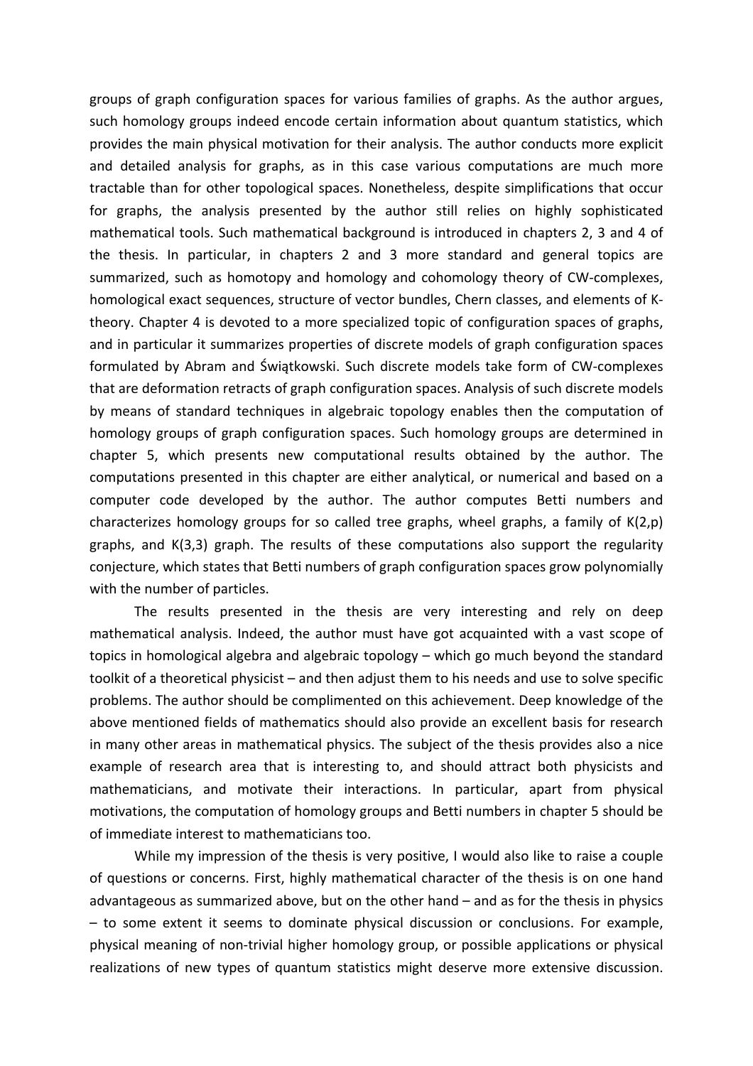groups of graph configuration spaces for various families of graphs. As the author argues, such homology groups indeed encode certain information about quantum statistics, which provides the main physical motivation for their analysis. The author conducts more explicit and detailed analysis for graphs, as in this case various computations are much more tractable than for other topological spaces. Nonetheless, despite simplifications that occur for graphs, the analysis presented by the author still relies on highly sophisticated mathematical tools. Such mathematical background is introduced in chapters 2, 3 and 4 of the thesis. In particular, in chapters 2 and 3 more standard and general topics are summarized, such as homotopy and homology and cohomology theory of CW-complexes, homological exact sequences, structure of vector bundles, Chern classes, and elements of K-theory. Chapter 4 is devoted to a more specialized topic of configuration spaces of graphs, and in particular it summarizes properties of discrete models of graph configuration spaces formulated by Abram and Świątkowski. Such discrete models take form of CW-complexes that are deformation retracts of graph configuration spaces. Analysis of such discrete models by means of standard techniques in algebraic topology enables then the computation of homology groups of graph configuration spaces. Such homology groups are determined in chapter 5, which presents new computational results obtained by the author. The computations presented in this chapter are either analytical, or numerical and based on a computer code developed by the author. The author computes Betti numbers and characterizes homology groups for so called tree graphs, wheel graphs, a family of K(2,p) graphs, and K(3,3) graph. The results of these computations also support the regularity conjecture, which states that Betti numbers of graph configuration spaces grow polynomially with the number of particles.

The results presented in the thesis are very interesting and rely on deep mathematical analysis. Indeed, the author must have got acquainted with a vast scope of topics in homological algebra and algebraic topology – which go much beyond the standard toolkit of a theoretical physicist – and then adjust them to his needs and use to solve specific problems. The author should be complimented on this achievement. Deep knowledge of the above mentioned fields of mathematics should also provide an excellent basis for research in many other areas in mathematical physics. The subject of the thesis provides also a nice example of research area that is interesting to, and should attract both physicists and mathematicians, and motivate their interactions. In particular, apart from physical motivations, the computation of homology groups and Betti numbers in chapter 5 should be of immediate interest to mathematicians too.

While my impression of the thesis is very positive, I would also like to raise a couple of questions or concerns. First, highly mathematical character of the thesis is on one hand advantageous as summarized above, but on the other hand – and as for the thesis in physics – to some extent it seems to dominate physical discussion or conclusions. For example, physical meaning of non-trivial higher homology group, or possible applications or physical realizations of new types of quantum statistics might deserve more extensive discussion.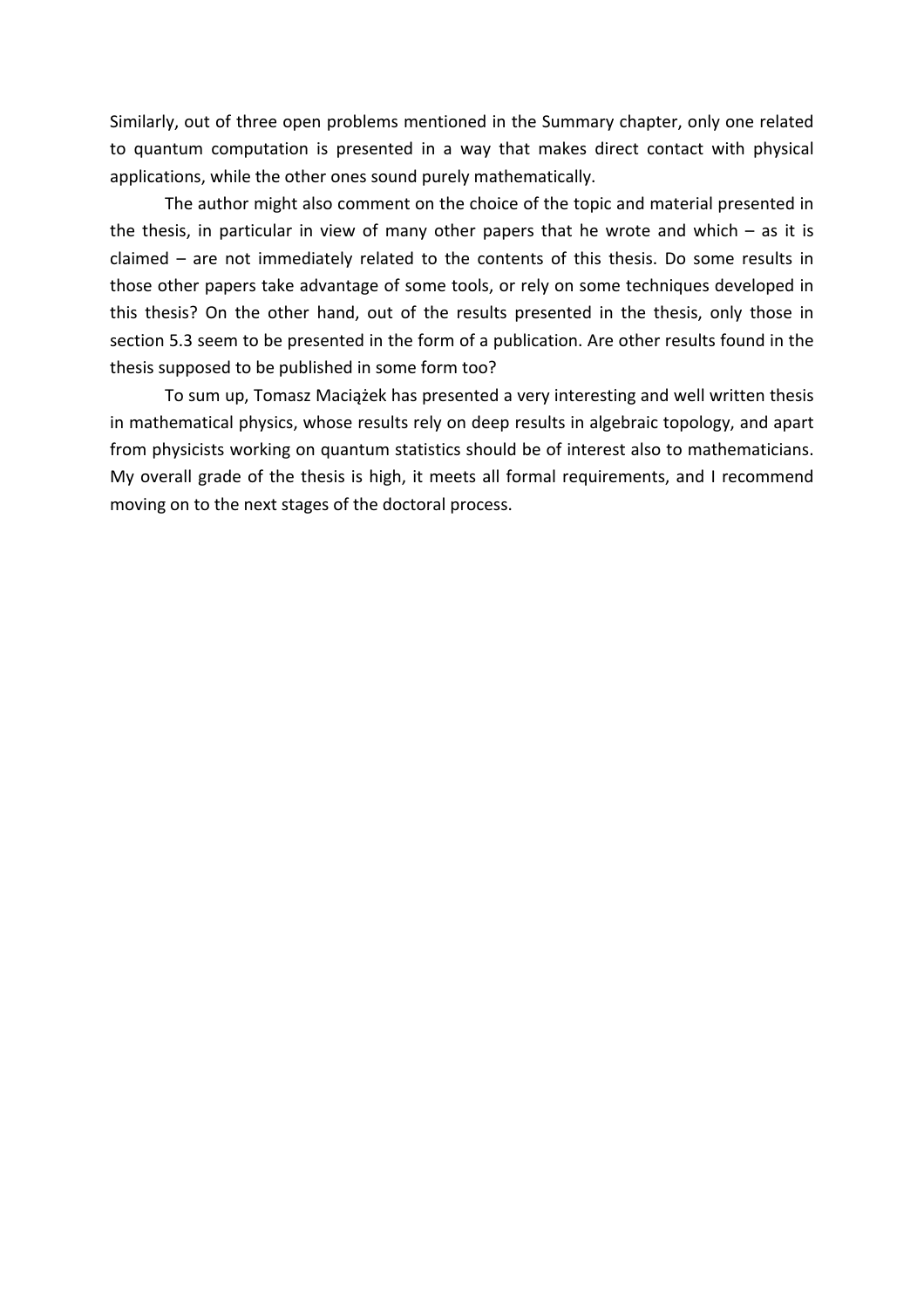Similarly, out of three open problems mentioned in the Summary chapter, only one related to quantum computation is presented in a way that makes direct contact with physical applications, while the other ones sound purely mathematically.

The author might also comment on the choice of the topic and material presented in the thesis, in particular in view of many other papers that he wrote and which – as it is claimed – are not immediately related to the contents of this thesis. Do some results in those other papers take advantage of some tools, or rely on some techniques developed in this thesis? On the other hand, out of the results presented in the thesis, only those in section 5.3 seem to be presented in the form of a publication. Are other results found in the thesis supposed to be published in some form too?

To sum up, Tomasz Maciążek has presented a very interesting and well written thesis in mathematical physics, whose results rely on deep results in algebraic topology, and apart from physicists working on quantum statistics should be of interest also to mathematicians. My overall grade of the thesis is high, it meets all formal requirements, and I recommend moving on to the next stages of the doctoral process.